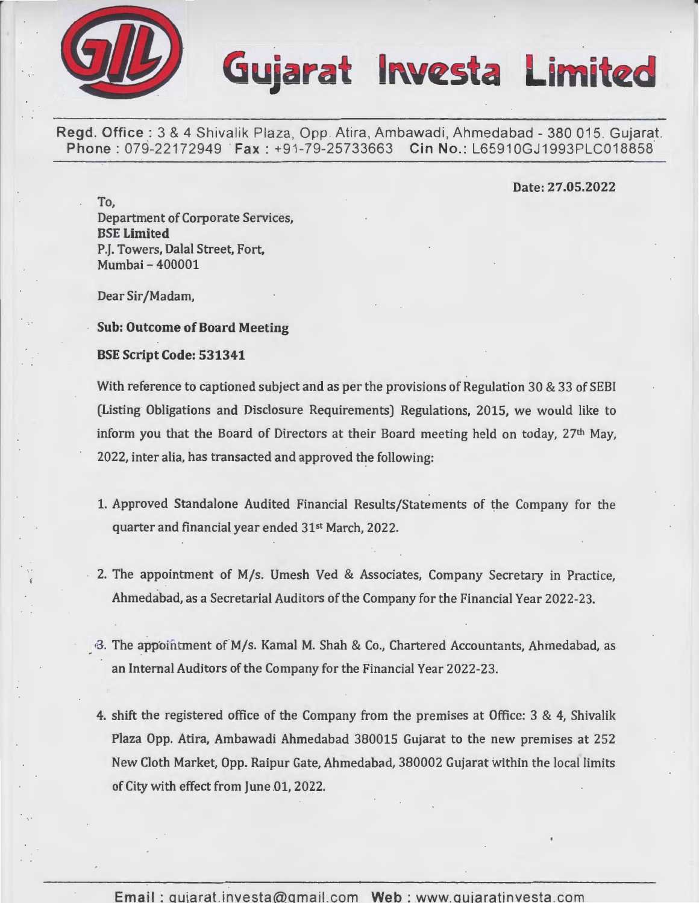# Gujarat Investa Limited

**Regd. Office** : 3 & 4 Shivalik Plaza, Opp. Atira, Ambawadi, Ahmedabad - 380 015. Gujarat.
**Phone** : 079-22172949 **Fax** : +91-79-25733663 **Cin No.**: L65910GJ1993PLC018858

**Date: 27.05.2022**

To,
Department of Corporate Services,
**BSE Limited**
P.J. Towers, Dalal Street, Fort,
Mumbai – 400001

Dear Sir/Madam,

**Sub: Outcome of Board Meeting**

**BSE Script Code: 531341**

With reference to captioned subject and as per the provisions of Regulation 30 & 33 of SEBI (Listing Obligations and Disclosure Requirements) Regulations, 2015, we would like to inform you that the Board of Directors at their Board meeting held on today, 27th May, 2022, inter alia, has transacted and approved the following:

1. Approved Standalone Audited Financial Results/Statements of the Company for the quarter and financial year ended 31st March, 2022.

2. The appointment of M/s. Umesh Ved & Associates, Company Secretary in Practice, Ahmedabad, as a Secretarial Auditors of the Company for the Financial Year 2022-23.

3. The appointment of M/s. Kamal M. Shah & Co., Chartered Accountants, Ahmedabad, as an Internal Auditors of the Company for the Financial Year 2022-23.

4. shift the registered office of the Company from the premises at Office: 3 & 4, Shivalik Plaza Opp. Atira, Ambawadi Ahmedabad 380015 Gujarat to the new premises at 252 New Cloth Market, Opp. Raipur Gate, Ahmedabad, 380002 Gujarat within the local limits of City with effect from June 01, 2022.

**Email** : gujarat.investa@gmail.com **Web** : www.gujaratinvesta.com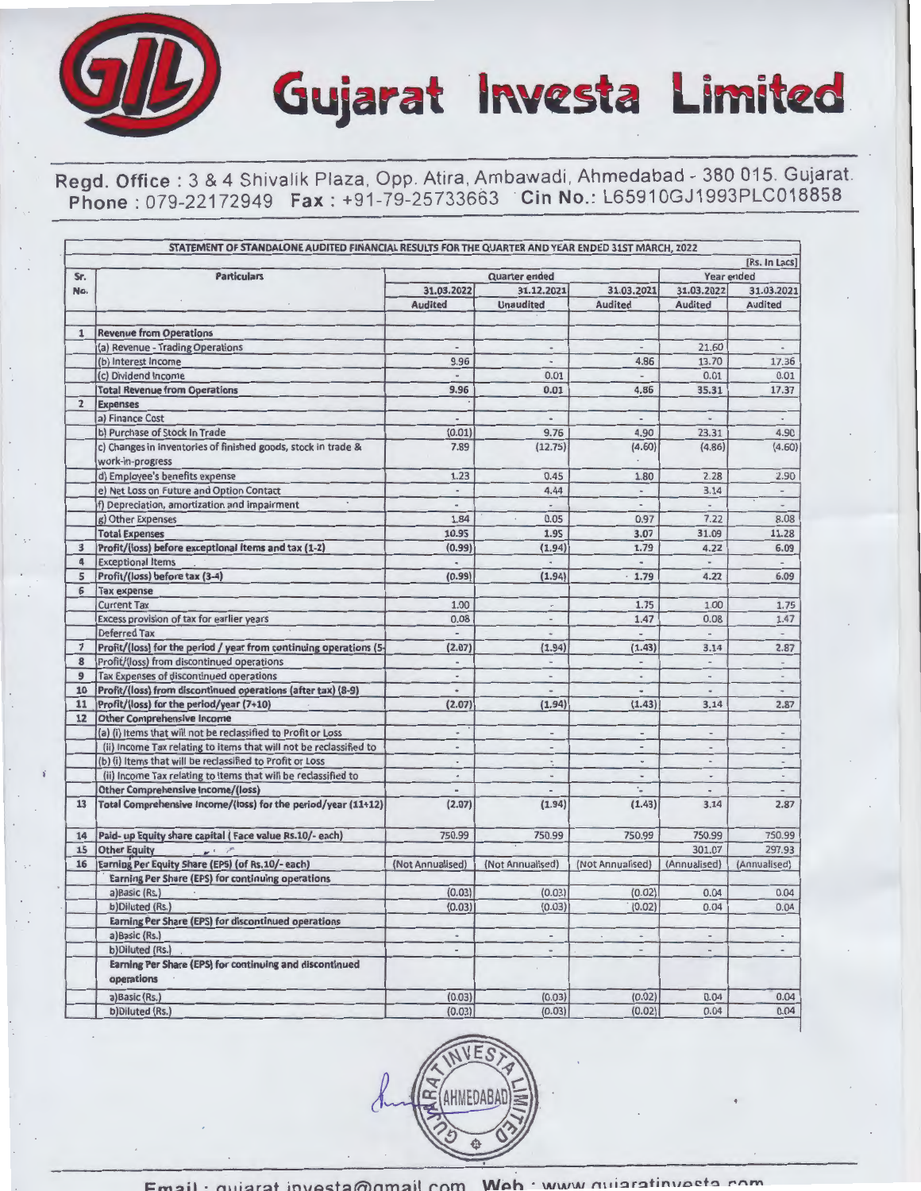# Gujarat Investa Limited

**Regd. Office :** 3 & 4 Shivalik Plaza, Opp. Atira, Ambawadi, Ahmedabad - 380 015. Gujarat.
**Phone :** 079-22172949 **Fax :** +91-79-25733663 **Cin No.:** L65910GJ1993PLC018858

**STATEMENT OF STANDALONE AUDITED FINANCIAL RESULTS FOR THE QUARTER AND YEAR ENDED 31ST MARCH, 2022**

[Rs. In Lacs]

| Sr. No. | Particulars | Quarter ended | | | Year ended | |
|---|---|---|---|---|---|---|
| | | 31.03.2022 | 31.12.2021 | 31.03.2021 | 31.03.2022 | 31.03.2021 |
| | | Audited | Unaudited | Audited | Audited | Audited |
| 1 | **Revenue from Operations** | | | | | |
| | (a) Revenue - Trading Operations | - | - | - | 21.60 | - |
| | (b) Interest Income | 9.96 | - | 4.86 | 13.70 | 17.36 |
| | (c) Dividend Income | - | 0.01 | - | 0.01 | 0.01 |
| | **Total Revenue from Operations** | 9.96 | 0.01 | 4.86 | 35.31 | 17.37 |
| 2 | **Expenses** | | | | | |
| | a) Finance Cost | - | - | - | - | - |
| | b) Purchase of Stock In Trade | (0.01) | 9.76 | 4.90 | 23.31 | 4.90 |
| | c) Changes in inventories of finished goods, stock in trade & work-in-progress | 7.89 | (12.75) | (4.60) | (4.86) | (4.60) |
| | d) Employee's benefits expense | 1.23 | 0.45 | 1.80 | 2.28 | 2.90 |
| | e) Net Loss on Future and Option Contact | - | 4.44 | - | 3.14 | - |
| | f) Depreciation, amortization and impairment | - | - | - | - | - |
| | g) Other Expenses | 1.84 | 0.05 | 0.97 | 7.22 | 8.08 |
| | **Total Expenses** | 10.95 | 1.95 | 3.07 | 31.09 | 11.28 |
| 3 | **Profit/(loss) before exceptional items and tax (1-2)** | (0.99) | (1.94) | 1.79 | 4.22 | 6.09 |
| 4 | Exceptional Items | - | - | - | - | - |
| 5 | **Profit/(loss) before tax (3-4)** | (0.99) | (1.94) | 1.79 | 4.22 | 6.09 |
| 6 | Tax expense | | | | | |
| | Current Tax | 1.00 | - | 1.75 | 1.00 | 1.75 |
| | Excess provision of tax for earlier years | 0.08 | - | 1.47 | 0.08 | 1.47 |
| | Deferred Tax | - | - | - | - | - |
| 7 | **Profit/(loss) for the period / year from continuing operations (5-** | (2.07) | (1.94) | (1.43) | 3.14 | 2.87 |
| 8 | Profit/(loss) from discontinued operations | - | - | - | - | - |
| 9 | Tax Expenses of discontinued operations | - | - | - | - | - |
| 10 | Profit/(loss) from discontinued operations (after tax) (8-9) | - | - | - | - | - |
| 11 | **Profit/(loss) for the period/year (7+10)** | (2.07) | (1.94) | (1.43) | 3.14 | 2.87 |
| 12 | **Other Comprehensive Income** | | | | | |
| | (a) (i) Items that will not be reclassified to Profit or Loss | - | - | - | - | - |
| | (ii) Income Tax relating to items that will not be reclassified to | - | - | - | - | - |
| | (b) (i) Items that will be reclassified to Profit or Loss | - | - | - | - | - |
| | (ii) Income Tax relating to items that will be reclassified to | - | - | - | - | - |
| | **Other Comprehensive Income/(loss)** | - | - | - | - | - |
| 13 | **Total Comprehensive Income/(loss) for the period/year (11+12)** | (2.07) | (1.94) | (1.43) | 3.14 | 2.87 |
| 14 | **Paid- up Equity share capital ( Face value Rs.10/- each)** | 750.99 | 750.99 | 750.99 | 750.99 | 750.99 |
| 15 | **Other Equity** | | | | 301.07 | 297.93 |
| 16 | **Earning Per Equity Share (EPS) (of Rs.10/- each)** | (Not Annualised) | (Not Annualised) | (Not Annualised) | (Annualised) | (Annualised) |
| | **Earning Per Share (EPS) for continuing operations** | | | | | |
| | a)Basic (Rs.) | (0.03) | (0.03) | (0.02) | 0.04 | 0.04 |
| | b)Diluted (Rs.) | (0.03) | (0.03) | (0.02) | 0.04 | 0.04 |
| | **Earning Per Share (EPS) for discontinued operations** | | | | | |
| | a)Basic (Rs.) | - | - | - | - | - |
| | b)Diluted (Rs.) | - | - | - | - | - |
| | **Earning Per Share (EPS) for continuing and discontinued operations** | | | | | |
| | a)Basic (Rs.) | (0.03) | (0.03) | (0.02) | 0.04 | 0.04 |
| | b)Diluted (Rs.) | (0.03) | (0.03) | (0.02) | 0.04 | 0.04 |

Email : gujarat.investa@gmail.com Web : www.gujaratinvesta.com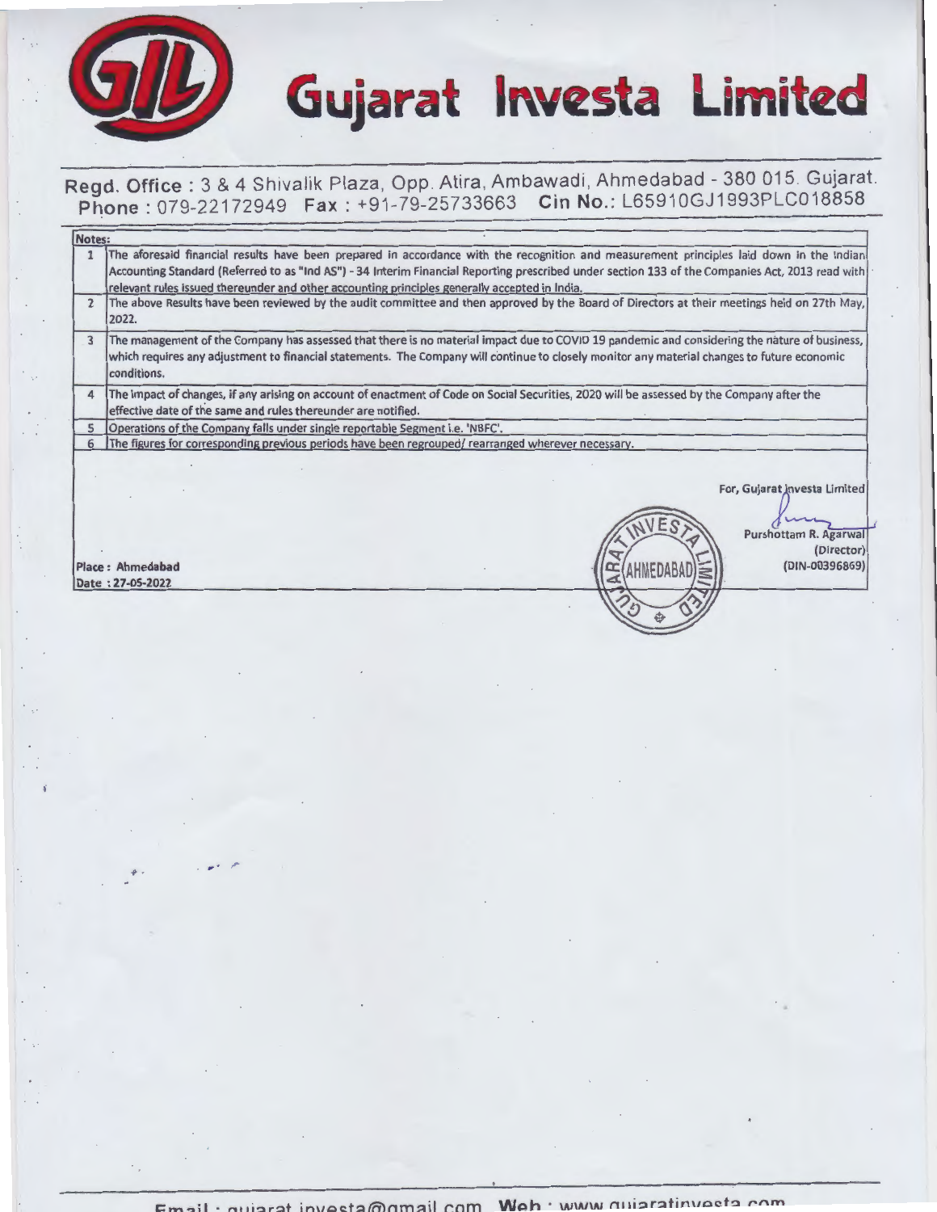# Gujarat Investa Limited

**Regd. Office** : 3 & 4 Shivalik Plaza, Opp. Atira, Ambawadi, Ahmedabad - 380 015. Gujarat.
**Phone** : 079-22172949 **Fax** : +91-79-25733663 **Cin No.**: L65910GJ1993PLC018858

| Notes: | |
|---|---|
| 1 | The aforesaid financial results have been prepared in accordance with the recognition and measurement principles laid down in the Indian Accounting Standard (Referred to as "Ind AS") - 34 Interim Financial Reporting prescribed under section 133 of the Companies Act, 2013 read with relevant rules issued thereunder and other accounting principles generally accepted in India. |
| 2 | The above Results have been reviewed by the audit committee and then approved by the Board of Directors at their meetings held on 27th May, 2022. |
| 3 | The management of the Company has assessed that there is no material impact due to COVID 19 pandemic and considering the nature of business, which requires any adjustment to financial statements. The Company will continue to closely monitor any material changes to future economic conditions. |
| 4 | The impact of changes, if any arising on account of enactment of Code on Social Securities, 2020 will be assessed by the Company after the effective date of the same and rules thereunder are notified. |
| 5 | Operations of the Company falls under single reportable Segment i.e. 'NBFC'. |
| 6 | The figures for corresponding previous periods have been regrouped/ rearranged wherever necessary. |

For, Gujarat Investa Limited

Purshottam R. Agarwal
(Director)
(DIN-00396869)

Place : Ahmedabad
Date : 27-05-2022

Email : gujarat.investa@gmail.com Web : www.gujaratinvesta.com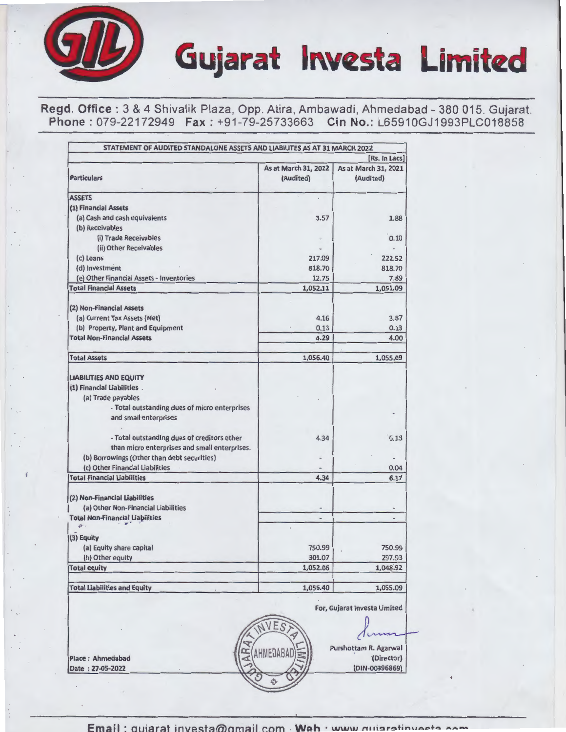# Gujarat Investa Limited

**Regd. Office :** 3 & 4 Shivalik Plaza, Opp. Atira, Ambawadi, Ahmedabad - 380 015. Gujarat.
**Phone :** 079-22172949 **Fax :** +91-79-25733663 **Cin No.:** L65910GJ1993PLC018858

**STATEMENT OF AUDITED STANDALONE ASSETS AND LIABILITES AS AT 31 MARCH 2022**

[Rs. In Lacs]

| Particulars | As at March 31, 2022 (Audited) | As at March 31, 2021 (Audited) |
|---|---|---|
| **ASSETS** | | |
| **(1) Financial Assets** | | |
| (a) Cash and cash equivalents | 3.57 | 1.88 |
| (b) Receivables | | |
| (i) Trade Receivables | - | 0.10 |
| (ii) Other Receivables | - | - |
| (c) Loans | 217.09 | 222.52 |
| (d) Investment | 818.70 | 818.70 |
| (e) Other Financial Assets - Inventories | 12.75 | 7.89 |
| **Total Financial Assets** | 1,052.11 | 1,051.09 |
| **(2) Non-Financial Assets** | | |
| (a) Current Tax Assets (Net) | 4.16 | 3.87 |
| (b) Property, Plant and Equipment | 0.13 | 0.13 |
| **Total Non-Financial Assets** | 4.29 | 4.00 |
| **Total Assets** | 1,056.40 | 1,055.09 |
| **LIABILITIES AND EQUITY** | | |
| **(1) Financial Liabilities** | | |
| (a) Trade payables | | |
| - Total outstanding dues of micro enterprises and small enterprises | | - |
| - Total outstanding dues of creditors other than micro enterprises and small enterprises. | 4.34 | 6.13 |
| (b) Borrowings (Other than debt securities) | - | - |
| (c) Other Financial Liabilities | - | 0.04 |
| **Total Financial Liabilities** | 4.34 | 6.17 |
| **(2) Non-Financial Liabilities** | | |
| (a) Other Non-Financial Liabilities | - | - |
| **Total Non-Financial Liabilities** | - | - |
| **(3) Equity** | | |
| (a) Equity share capital | 750.99 | 750.99 |
| (b) Other equity | 301.07 | 297.93 |
| **Total equity** | 1,052.06 | 1,048.92 |
| **Total Liabilities and Equity** | 1,056.40 | 1,055.09 |

For, Gujarat Investa Limited

Purshottam R. Agarwal
(Director)
(DIN-00396869)

Place : Ahmedabad
Date : 27-05-2022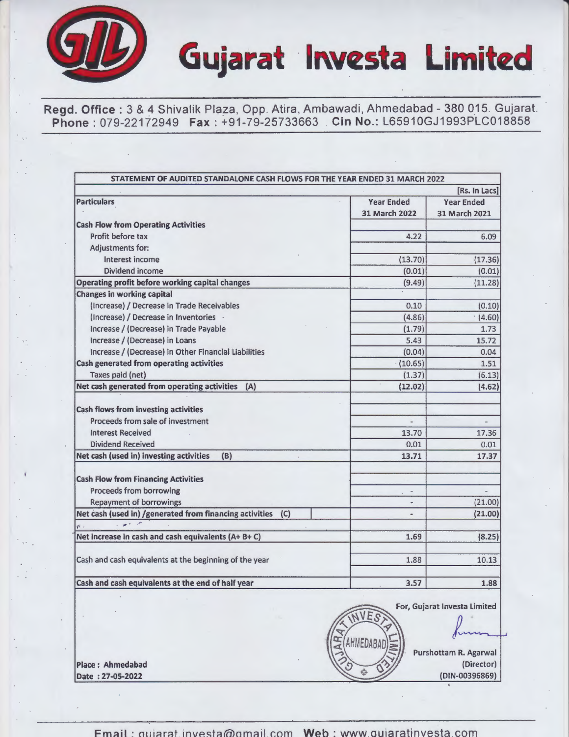# Gujarat Investa Limited

**Regd. Office :** 3 & 4 Shivalik Plaza, Opp. Atira, Ambawadi, Ahmedabad - 380 015. Gujarat.
**Phone :** 079-22172949 **Fax :** +91-79-25733663 **Cin No.:** L65910GJ1993PLC018858

| STATEMENT OF AUDITED STANDALONE CASH FLOWS FOR THE YEAR ENDED 31 MARCH 2022 | | |
|---|---|---|
| | | [Rs. In Lacs] |
| **Particulars** | **Year Ended 31 March 2022** | **Year Ended 31 March 2021** |
| **Cash Flow from Operating Activities** | | |
| Profit before tax | 4.22 | 6.09 |
| Adjustments for: | | |
| Interest income | (13.70) | (17.36) |
| Dividend income | (0.01) | (0.01) |
| **Operating profit before working capital changes** | (9.49) | (11.28) |
| **Changes in working capital** | | |
| (Increase) / Decrease in Trade Receivables | 0.10 | (0.10) |
| (Increase) / Decrease in Inventories | (4.86) | (4.60) |
| Increase / (Decrease) in Trade Payable | (1.79) | 1.73 |
| Increase / (Decrease) in Loans | 5.43 | 15.72 |
| Increase / (Decrease) in Other Financial Liabilities | (0.04) | 0.04 |
| **Cash generated from operating activities** | (10.65) | 1.51 |
| Taxes paid (net) | (1.37) | (6.13) |
| **Net cash generated from operating activities (A)** | **(12.02)** | **(4.62)** |
| | | |
| **Cash flows from investing activities** | | |
| Proceeds from sale of investment | - | - |
| Interest Received | 13.70 | 17.36 |
| Dividend Received | 0.01 | 0.01 |
| **Net cash (used in) investing activities (B)** | **13.71** | **17.37** |
| | | |
| **Cash Flow from Financing Activities** | | |
| Proceeds from borrowing | - | - |
| Repayment of borrowings | - | (21.00) |
| **Net cash (used in) /generated from financing activities (C)** | - | (21.00) |
| | | |
| **Net increase in cash and cash equivalents (A+ B+ C)** | 1.69 | (8.25) |
| | | |
| Cash and cash equivalents at the beginning of the year | 1.88 | 10.13 |
| | | |
| **Cash and cash equivalents at the end of half year** | 3.57 | 1.88 |

**For, Gujarat Investa Limited**

**Purshottam R. Agarwal**
**(Director)**
**(DIN-00396869)**

**Place : Ahmedabad**
**Date : 27-05-2022**

**Email :** gujarat.investa@gmail.com **Web :** www.gujaratinvesta.com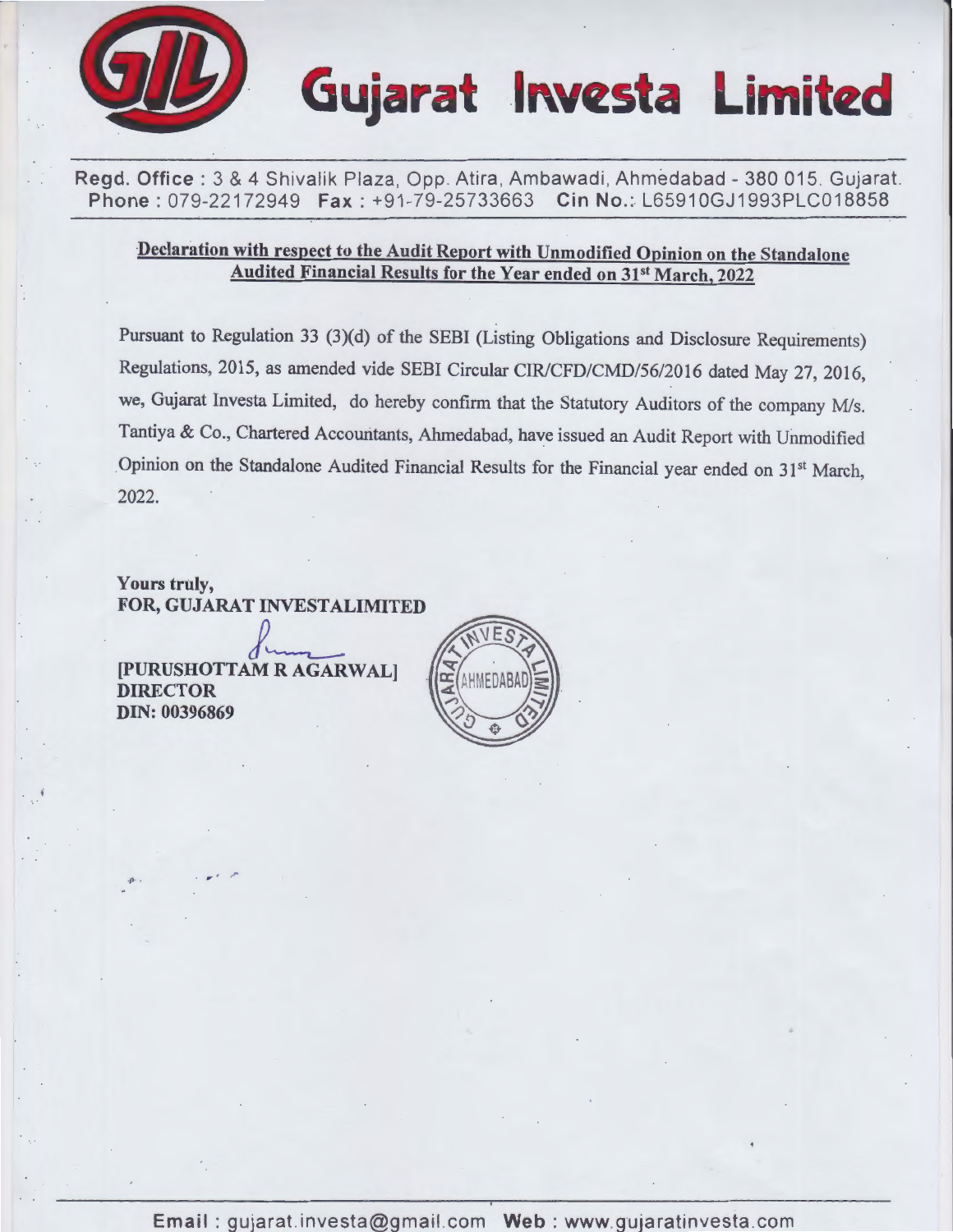# Gujarat Investa Limited

Regd. Office : 3 & 4 Shivalik Plaza, Opp. Atira, Ambawadi, Ahmedabad - 380 015. Gujarat.
Phone : 079-22172949 Fax : +91-79-25733663 Cin No.: L65910GJ1993PLC018858

**Declaration with respect to the Audit Report with Unmodified Opinion on the Standalone Audited Financial Results for the Year ended on 31st March, 2022**

Pursuant to Regulation 33 (3)(d) of the SEBI (Listing Obligations and Disclosure Requirements) Regulations, 2015, as amended vide SEBI Circular CIR/CFD/CMD/56/2016 dated May 27, 2016, we, Gujarat Investa Limited, do hereby confirm that the Statutory Auditors of the company M/s. Tantiya & Co., Chartered Accountants, Ahmedabad, have issued an Audit Report with Unmodified Opinion on the Standalone Audited Financial Results for the Financial year ended on 31st March, 2022.

**Yours truly,**
**FOR, GUJARAT INVESTALIMITED**

**[PURUSHOTTAM R AGARWAL]**
**DIRECTOR**
**DIN: 00396869**

Email : gujarat.investa@gmail.com Web : www.gujaratinvesta.com